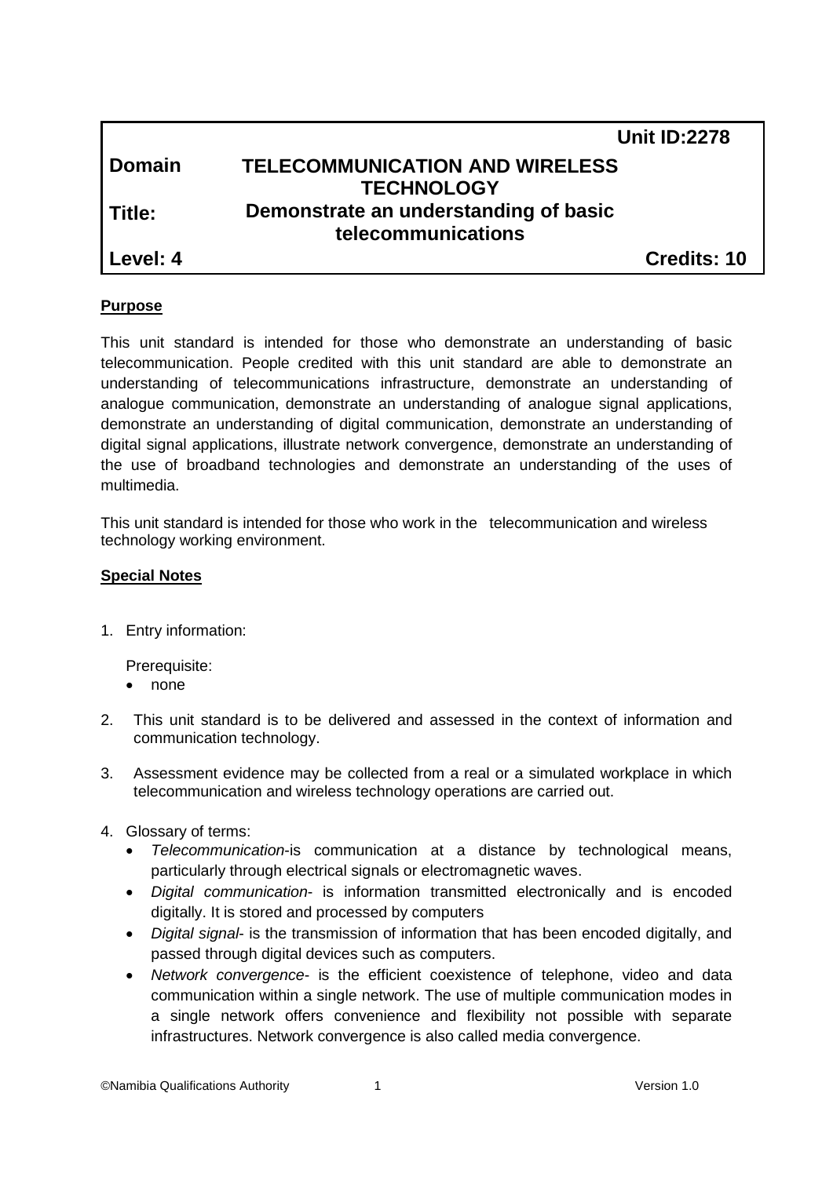| | | Unit ID:2278 |
|---|---|---|
| **Domain** | **TELECOMMUNICATION AND WIRELESS TECHNOLOGY** | |
| **Title:** | **Demonstrate an understanding of basic telecommunications** | |
| **Level: 4** | | **Credits: 10** |

## Purpose

This unit standard is intended for those who demonstrate an understanding of basic telecommunication. People credited with this unit standard are able to demonstrate an understanding of telecommunications infrastructure, demonstrate an understanding of analogue communication, demonstrate an understanding of analogue signal applications, demonstrate an understanding of digital communication, demonstrate an understanding of digital signal applications, illustrate network convergence, demonstrate an understanding of the use of broadband technologies and demonstrate an understanding of the uses of multimedia.

This unit standard is intended for those who work in the telecommunication and wireless technology working environment.

## Special Notes

1. Entry information:

   Prerequisite:
   - none

2. This unit standard is to be delivered and assessed in the context of information and communication technology.

3. Assessment evidence may be collected from a real or a simulated workplace in which telecommunication and wireless technology operations are carried out.

4. Glossary of terms:
   - *Telecommunication*-is communication at a distance by technological means, particularly through electrical signals or electromagnetic waves.
   - *Digital communication*- is information transmitted electronically and is encoded digitally. It is stored and processed by computers
   - *Digital signal*- is the transmission of information that has been encoded digitally, and passed through digital devices such as computers.
   - *Network convergence*- is the efficient coexistence of telephone, video and data communication within a single network. The use of multiple communication modes in a single network offers convenience and flexibility not possible with separate infrastructures. Network convergence is also called media convergence.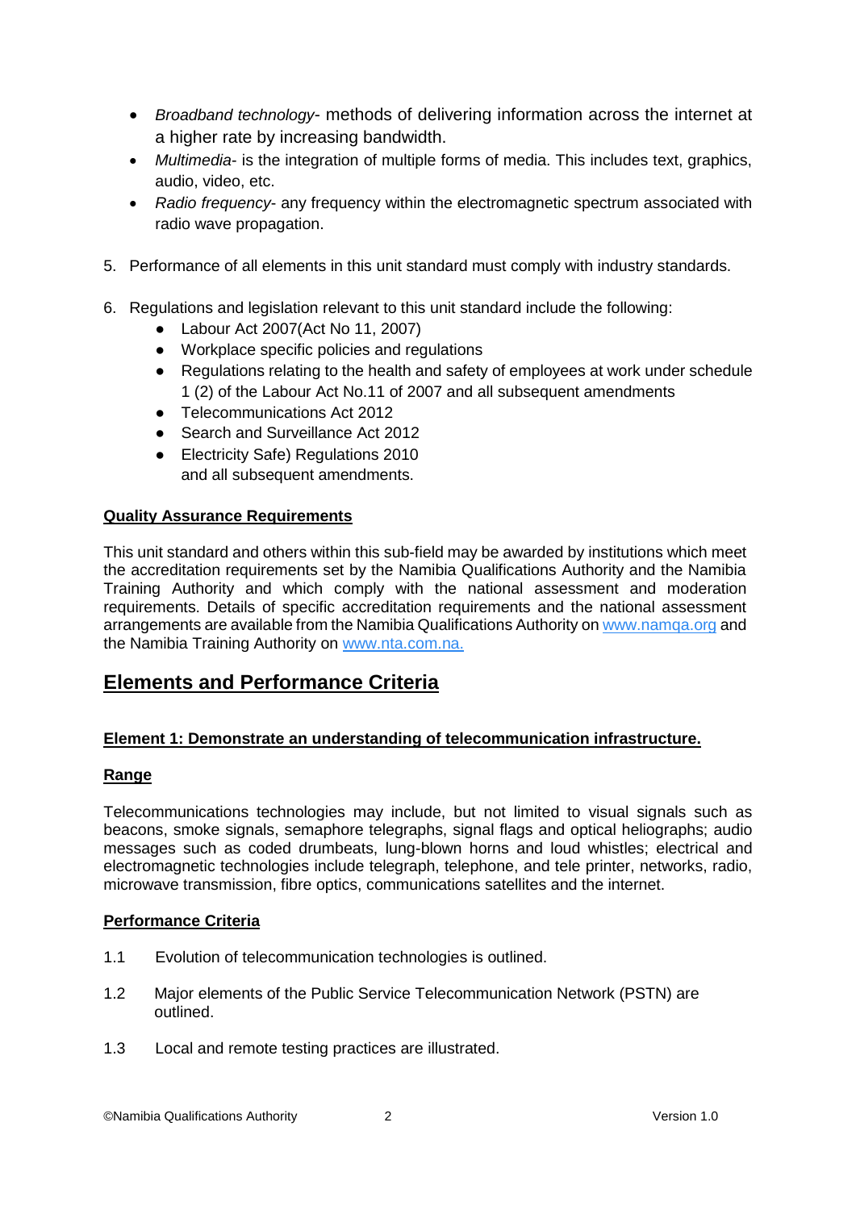- *Broadband technology*- methods of delivering information across the internet at a higher rate by increasing bandwidth.
- *Multimedia*- is the integration of multiple forms of media. This includes text, graphics, audio, video, etc.
- *Radio frequency*- any frequency within the electromagnetic spectrum associated with radio wave propagation.

5. Performance of all elements in this unit standard must comply with industry standards.

6. Regulations and legislation relevant to this unit standard include the following:
   - Labour Act 2007(Act No 11, 2007)
   - Workplace specific policies and regulations
   - Regulations relating to the health and safety of employees at work under schedule 1 (2) of the Labour Act No.11 of 2007 and all subsequent amendments
   - Telecommunications Act 2012
   - Search and Surveillance Act 2012
   - Electricity Safe) Regulations 2010
     and all subsequent amendments.

**Quality Assurance Requirements**

This unit standard and others within this sub-field may be awarded by institutions which meet the accreditation requirements set by the Namibia Qualifications Authority and the Namibia Training Authority and which comply with the national assessment and moderation requirements. Details of specific accreditation requirements and the national assessment arrangements are available from the Namibia Qualifications Authority on www.namqa.org and the Namibia Training Authority on www.nta.com.na.

# Elements and Performance Criteria

**Element 1: Demonstrate an understanding of telecommunication infrastructure.**

**Range**

Telecommunications technologies may include, but not limited to visual signals such as beacons, smoke signals, semaphore telegraphs, signal flags and optical heliographs; audio messages such as coded drumbeats, lung-blown horns and loud whistles; electrical and electromagnetic technologies include telegraph, telephone, and tele printer, networks, radio, microwave transmission, fibre optics, communications satellites and the internet.

**Performance Criteria**

1.1 Evolution of telecommunication technologies is outlined.

1.2 Major elements of the Public Service Telecommunication Network (PSTN) are outlined.

1.3 Local and remote testing practices are illustrated.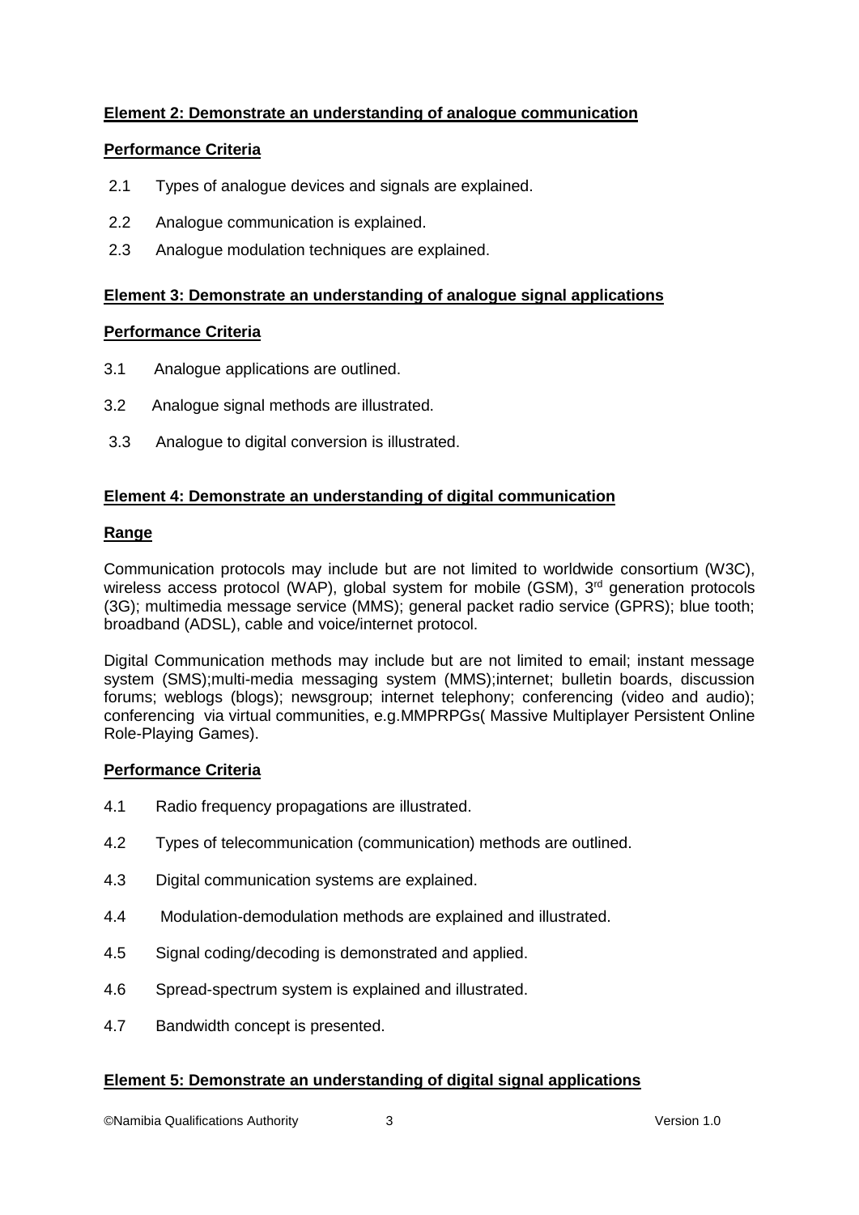**Element 2: Demonstrate an understanding of analogue communication**

**Performance Criteria**

2.1 Types of analogue devices and signals are explained.

2.2 Analogue communication is explained.

2.3 Analogue modulation techniques are explained.

**Element 3: Demonstrate an understanding of analogue signal applications**

**Performance Criteria**

3.1 Analogue applications are outlined.

3.2 Analogue signal methods are illustrated.

3.3 Analogue to digital conversion is illustrated.

**Element 4: Demonstrate an understanding of digital communication**

**Range**

Communication protocols may include but are not limited to worldwide consortium (W3C), wireless access protocol (WAP), global system for mobile (GSM), 3rd generation protocols (3G); multimedia message service (MMS); general packet radio service (GPRS); blue tooth; broadband (ADSL), cable and voice/internet protocol.

Digital Communication methods may include but are not limited to email; instant message system (SMS);multi-media messaging system (MMS);internet; bulletin boards, discussion forums; weblogs (blogs); newsgroup; internet telephony; conferencing (video and audio); conferencing via virtual communities, e.g.MMPRPGs( Massive Multiplayer Persistent Online Role-Playing Games).

**Performance Criteria**

4.1 Radio frequency propagations are illustrated.

4.2 Types of telecommunication (communication) methods are outlined.

4.3 Digital communication systems are explained.

4.4 Modulation-demodulation methods are explained and illustrated.

4.5 Signal coding/decoding is demonstrated and applied.

4.6 Spread-spectrum system is explained and illustrated.

4.7 Bandwidth concept is presented.

**Element 5: Demonstrate an understanding of digital signal applications**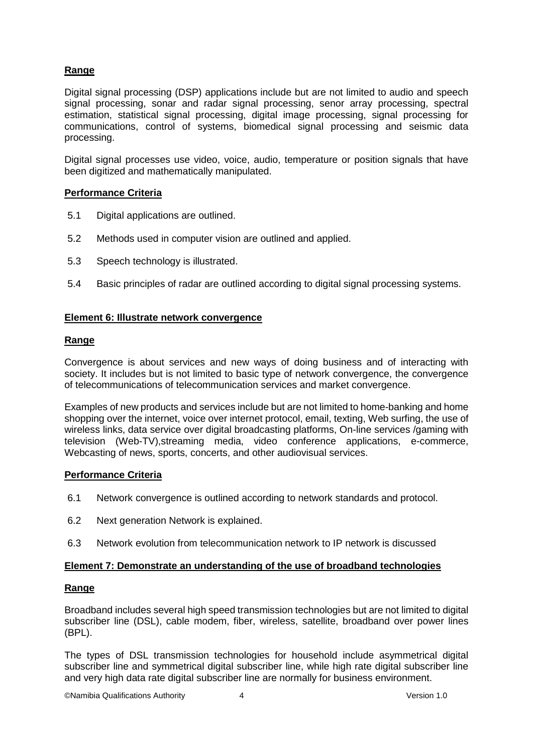**Range**

Digital signal processing (DSP) applications include but are not limited to audio and speech signal processing, sonar and radar signal processing, senor array processing, spectral estimation, statistical signal processing, digital image processing, signal processing for communications, control of systems, biomedical signal processing and seismic data processing.

Digital signal processes use video, voice, audio, temperature or position signals that have been digitized and mathematically manipulated.

**Performance Criteria**

5.1 Digital applications are outlined.

5.2 Methods used in computer vision are outlined and applied.

5.3 Speech technology is illustrated.

5.4 Basic principles of radar are outlined according to digital signal processing systems.

**Element 6: Illustrate network convergence**

**Range**

Convergence is about services and new ways of doing business and of interacting with society. It includes but is not limited to basic type of network convergence, the convergence of telecommunications of telecommunication services and market convergence.

Examples of new products and services include but are not limited to home-banking and home shopping over the internet, voice over internet protocol, email, texting, Web surfing, the use of wireless links, data service over digital broadcasting platforms, On-line services /gaming with television (Web-TV),streaming media, video conference applications, e-commerce, Webcasting of news, sports, concerts, and other audiovisual services.

**Performance Criteria**

6.1 Network convergence is outlined according to network standards and protocol.

6.2 Next generation Network is explained.

6.3 Network evolution from telecommunication network to IP network is discussed

**Element 7: Demonstrate an understanding of the use of broadband technologies**

**Range**

Broadband includes several high speed transmission technologies but are not limited to digital subscriber line (DSL), cable modem, fiber, wireless, satellite, broadband over power lines (BPL).

The types of DSL transmission technologies for household include asymmetrical digital subscriber line and symmetrical digital subscriber line, while high rate digital subscriber line and very high data rate digital subscriber line are normally for business environment.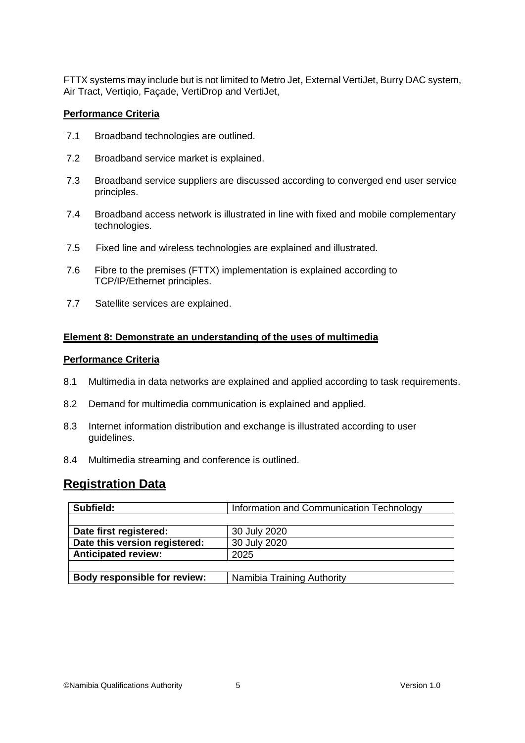FTTX systems may include but is not limited to Metro Jet, External VertiJet, Burry DAC system, Air Tract, Vertiqio, Façade, VertiDrop and VertiJet,

**Performance Criteria**

7.1 Broadband technologies are outlined.

7.2 Broadband service market is explained.

7.3 Broadband service suppliers are discussed according to converged end user service principles.

7.4 Broadband access network is illustrated in line with fixed and mobile complementary technologies.

7.5 Fixed line and wireless technologies are explained and illustrated.

7.6 Fibre to the premises (FTTX) implementation is explained according to TCP/IP/Ethernet principles.

7.7 Satellite services are explained.

**Element 8: Demonstrate an understanding of the uses of multimedia**

**Performance Criteria**

8.1 Multimedia in data networks are explained and applied according to task requirements.

8.2 Demand for multimedia communication is explained and applied.

8.3 Internet information distribution and exchange is illustrated according to user guidelines.

8.4 Multimedia streaming and conference is outlined.

## Registration Data

| | |
|---|---|
| **Subfield:** | Information and Communication Technology |
| | |
| **Date first registered:** | 30 July 2020 |
| **Date this version registered:** | 30 July 2020 |
| **Anticipated review:** | 2025 |
| | |
| **Body responsible for review:** | Namibia Training Authority |